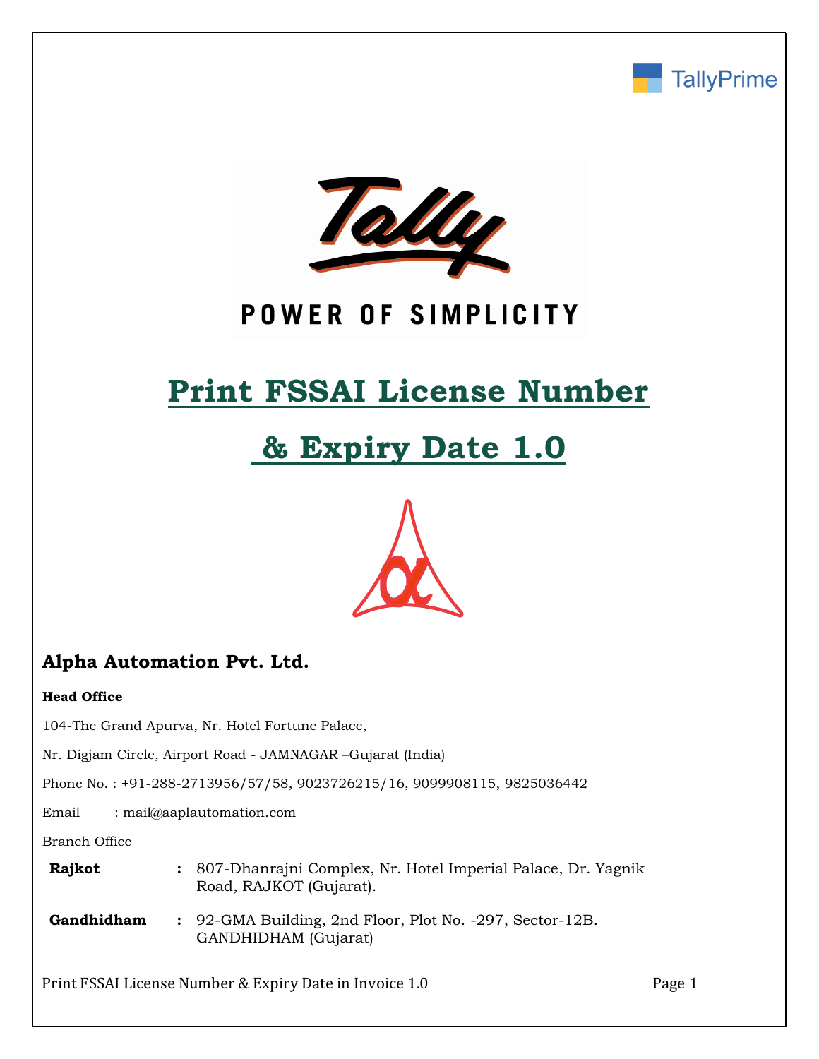TallyPrime

Tally

POWER OF SIMPLICITY

# Print FSSAI License Number & Expiry Date 1.0

## Alpha Automation Pvt. Ltd.

**Head Office**

104-The Grand Apurva, Nr. Hotel Fortune Palace,

Nr. Digjam Circle, Airport Road - JAMNAGAR –Gujarat (India)

Phone No. : +91-288-2713956/57/58, 9023726215/16, 9099908115, 9825036442

Email : mail@aaplautomation.com

Branch Office

| | | |
|---|---|---|
| **Rajkot** | : | 807-Dhanrajni Complex, Nr. Hotel Imperial Palace, Dr. Yagnik Road, RAJKOT (Gujarat). |
| **Gandhidham** | : | 92-GMA Building, 2nd Floor, Plot No. -297, Sector-12B. GANDHIDHAM (Gujarat) |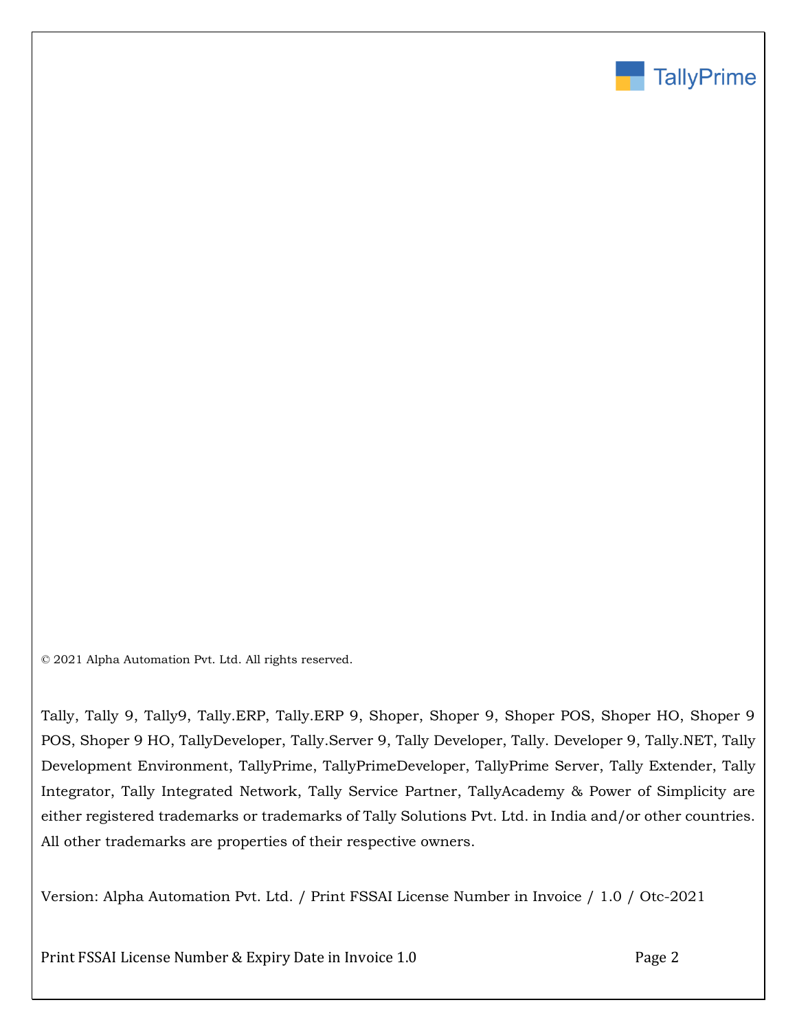© 2021 Alpha Automation Pvt. Ltd. All rights reserved.

Tally, Tally 9, Tally9, Tally.ERP, Tally.ERP 9, Shoper, Shoper 9, Shoper POS, Shoper HO, Shoper 9 POS, Shoper 9 HO, TallyDeveloper, Tally.Server 9, Tally Developer, Tally. Developer 9, Tally.NET, Tally Development Environment, TallyPrime, TallyPrimeDeveloper, TallyPrime Server, Tally Extender, Tally Integrator, Tally Integrated Network, Tally Service Partner, TallyAcademy & Power of Simplicity are either registered trademarks or trademarks of Tally Solutions Pvt. Ltd. in India and/or other countries. All other trademarks are properties of their respective owners.

Version: Alpha Automation Pvt. Ltd. / Print FSSAI License Number in Invoice / 1.0 / Otc-2021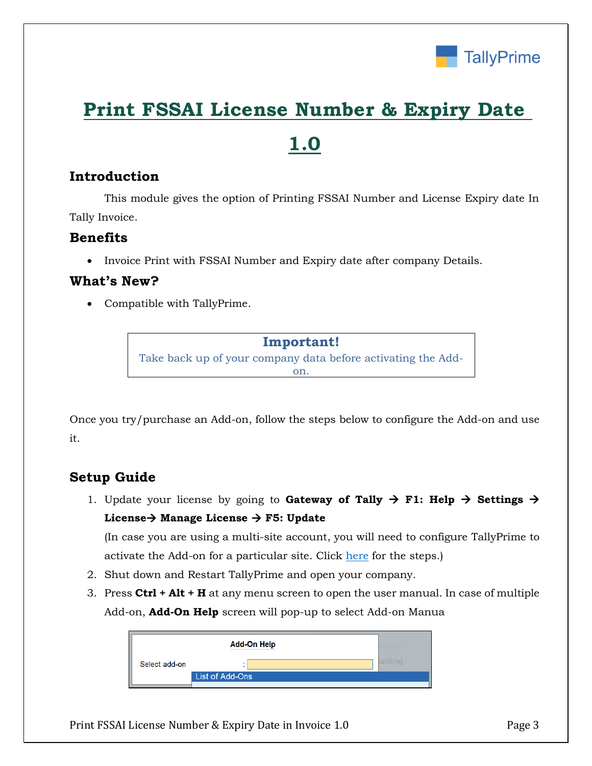# Print FSSAI License Number & Expiry Date 1.0

## Introduction

This module gives the option of Printing FSSAI Number and License Expiry date In Tally Invoice.

## Benefits

- Invoice Print with FSSAI Number and Expiry date after company Details.

## What's New?

- Compatible with TallyPrime.

**Important!**
Take back up of your company data before activating the Add-on.

Once you try/purchase an Add-on, follow the steps below to configure the Add-on and use it.

## Setup Guide

1. Update your license by going to **Gateway of Tally → F1: Help → Settings → License→ Manage License → F5: Update**
   (In case you are using a multi-site account, you will need to configure TallyPrime to activate the Add-on for a particular site. Click here for the steps.)
2. Shut down and Restart TallyPrime and open your company.
3. Press **Ctrl + Alt + H** at any menu screen to open the user manual. In case of multiple Add-on, **Add-On Help** screen will pop-up to select Add-on Manua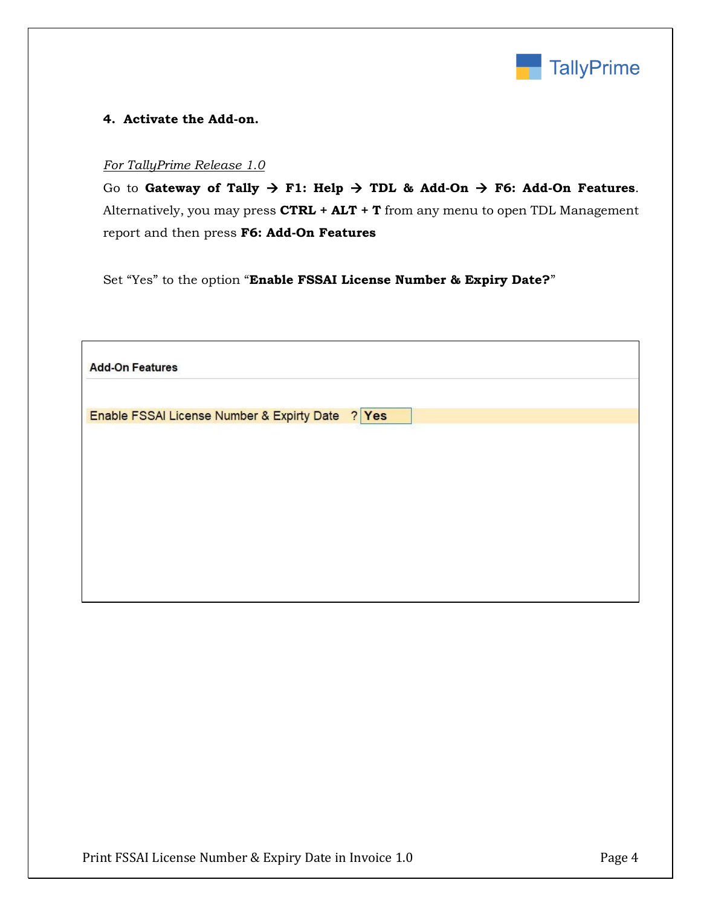**4. Activate the Add-on.**

*For TallyPrime Release 1.0*

Go to **Gateway of Tally → F1: Help → TDL & Add-On → F6: Add-On Features**. Alternatively, you may press **CTRL + ALT + T** from any menu to open TDL Management report and then press **F6: Add-On Features**

Set "Yes" to the option "**Enable FSSAI License Number & Expiry Date?**"

**Add-On Features**

Enable FSSAI License Number & Expirty Date ? **Yes**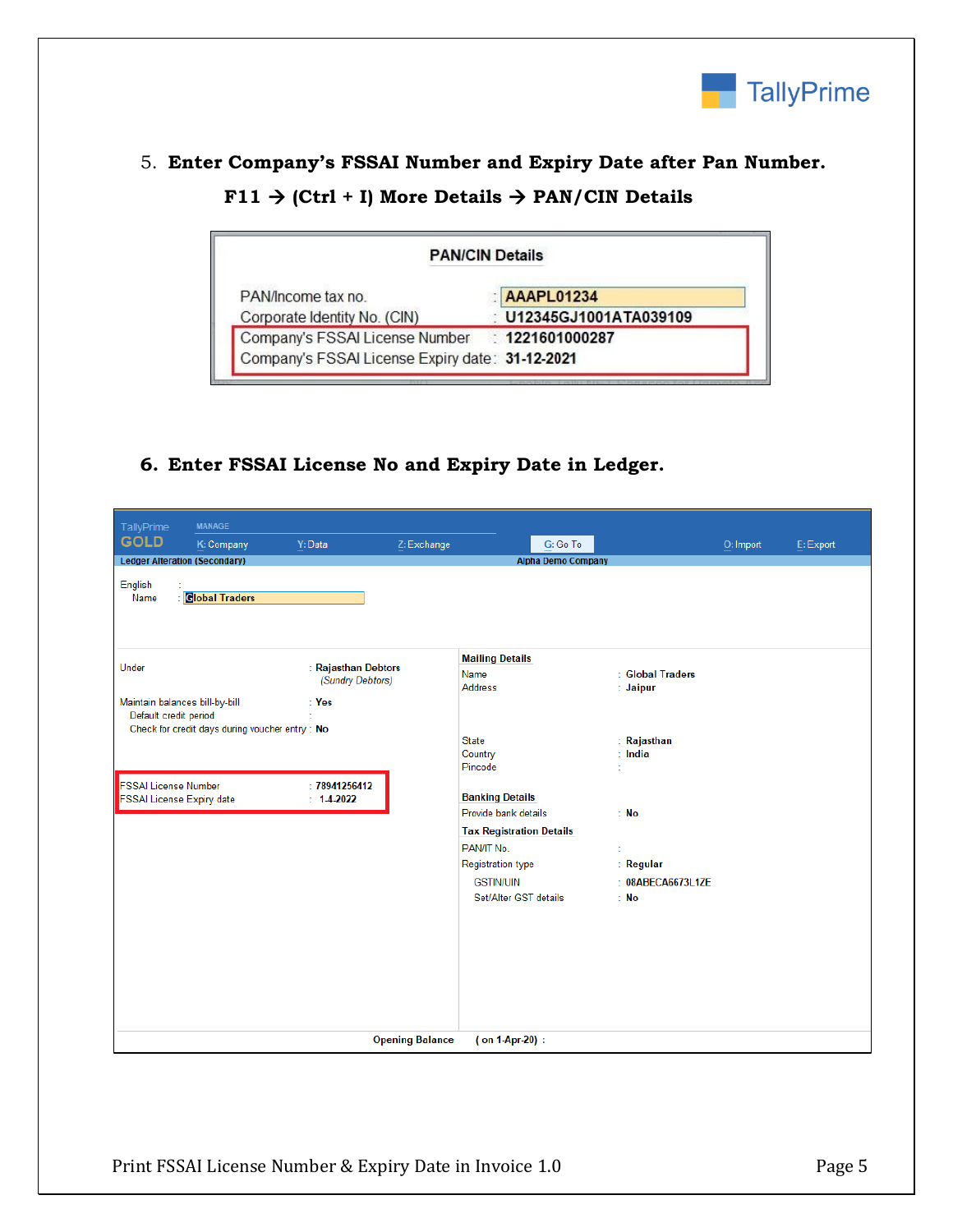5. **Enter Company's FSSAI Number and Expiry Date after Pan Number.**

   **F11 → (Ctrl + I) More Details → PAN/CIN Details**

**PAN/CIN Details**

| Field | Value |
|---|---|
| PAN/Income tax no. | AAAPL01234 |
| Corporate Identity No. (CIN) | U12345GJ1001ATA039109 |
| Company's FSSAI License Number | 1221601000287 |
| Company's FSSAI License Expiry date | 31-12-2021 |

6. **Enter FSSAI License No and Expiry Date in Ledger.**

TallyPrime GOLD — MANAGE — K: Company, Y: Data, Z: Exchange, G: Go To, O: Import, E: Export

Ledger Alteration (Secondary) — Alpha Demo Company

English Name : Global Traders

| Field | Value |
|---|---|
| Under | Rajasthan Debtors (Sundry Debtors) |
| Maintain balances bill-by-bill | Yes |
| Default credit period | |
| Check for credit days during voucher entry | No |
| FSSAI License Number | 78941256412 |
| FSSAI License Expiry date | 1-4-2022 |

**Mailing Details**

| Field | Value |
|---|---|
| Name | Global Traders |
| Address | Jaipur |
| State | Rajasthan |
| Country | India |
| Pincode | |

**Banking Details**

| Field | Value |
|---|---|
| Provide bank details | No |

**Tax Registration Details**

| Field | Value |
|---|---|
| PAN/IT No. | |
| Registration type | Regular |
| GSTIN/UIN | 08ABECA6673L1ZE |
| Set/Alter GST details | No |

Opening Balance ( on 1-Apr-20) :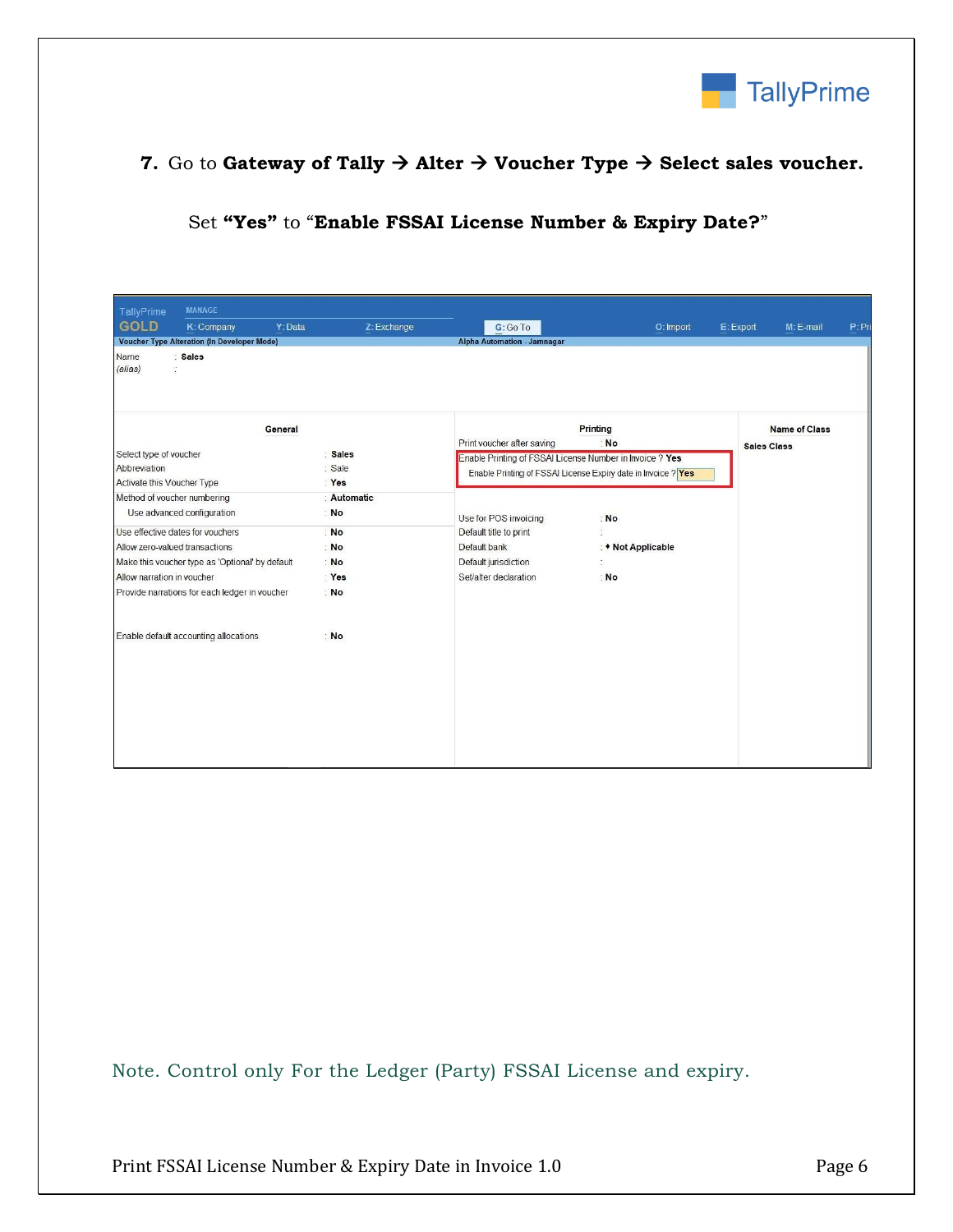7. Go to **Gateway of Tally → Alter → Voucher Type → Select sales voucher.**

Set **"Yes"** to "**Enable FSSAI License Number & Expiry Date?**"

TallyPrime GOLD | MANAGE | K: Company | Y: Data | Z: Exchange | G: Go To | O: Import | E: Export | M: E-mail | P: Pr

Voucher Type Alteration (In Developer Mode) — Alpha Automation - Jamnagar

Name : **Sales**
(alias) :

**General**

| | |
|---|---|
| Select type of voucher | : **Sales** |
| Abbreviation | : Sale |
| Activate this Voucher Type | : **Yes** |
| Method of voucher numbering | : **Automatic** |
| Use advanced configuration | : **No** |
| Use effective dates for vouchers | : **No** |
| Allow zero-valued transactions | : **No** |
| Make this voucher type as 'Optional' by default | : **No** |
| Allow narration in voucher | : **Yes** |
| Provide narrations for each ledger in voucher | : **No** |
| Enable default accounting allocations | : **No** |

**Printing**

| | |
|---|---|
| Print voucher after saving | : **No** |
| Enable Printing of FSSAI License Number in Invoice ? | **Yes** |
| Enable Printing of FSSAI License Expiry date in Invoice ? | **Yes** |
| Use for POS invoicing | : **No** |
| Default title to print | : |
| Default bank | : ♦ **Not Applicable** |
| Default jurisdiction | : |
| Set/alter declaration | : **No** |

**Name of Class**

Sales Class

Note. Control only For the Ledger (Party) FSSAI License and expiry.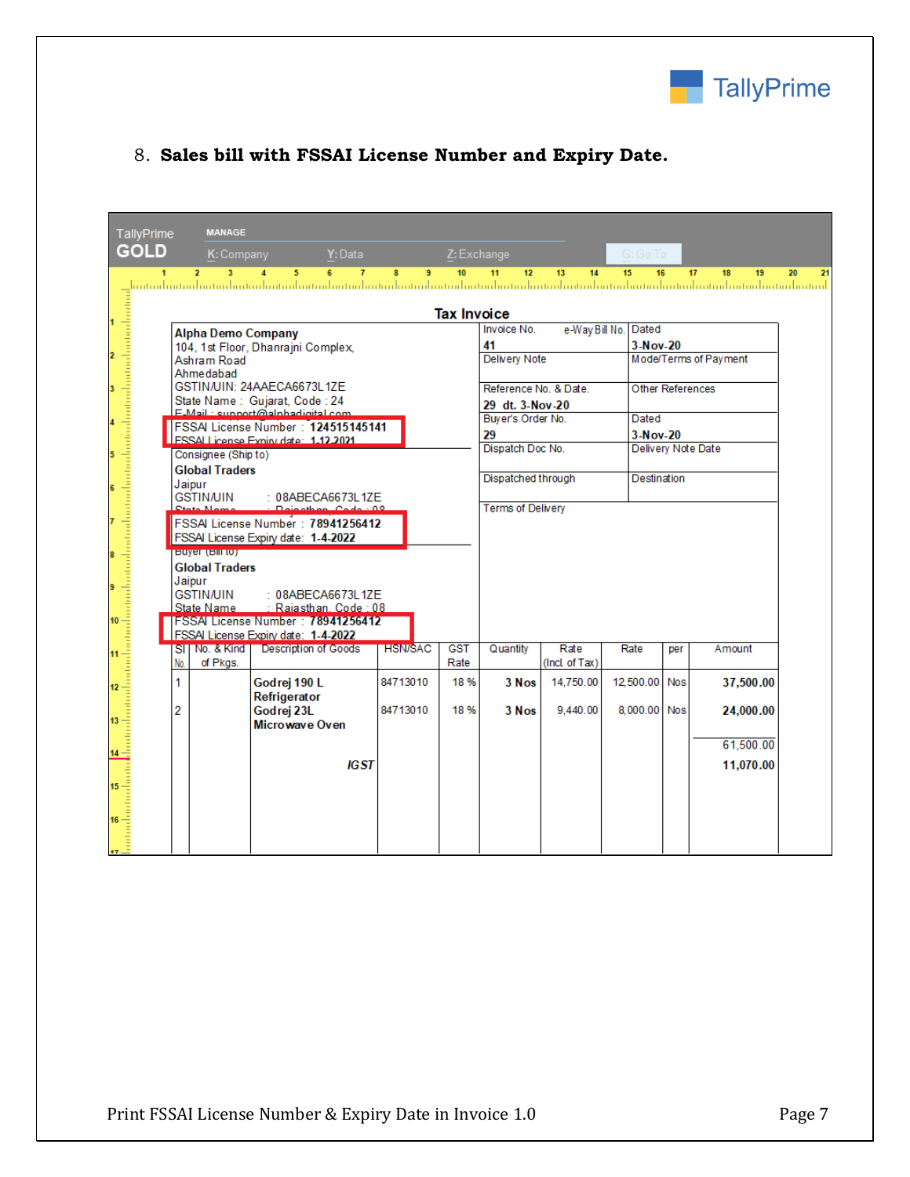8. **Sales bill with FSSAI License Number and Expiry Date.**

TallyPrime GOLD

MANAGE

K: Company    Y: Data    Z: Exchange    G: Go To

**Tax Invoice**

**Alpha Demo Company**
104, 1st Floor, Dhanrajni Complex,
Ashram Road
Ahmedabad
GSTIN/UIN: 24AAECA6673L1ZE
State Name : Gujarat, Code : 24
E-Mail : support@alphadigital.com
FSSAI License Number : **124515145141**
FSSAI License Expiry date: **1-12-2021**

Consignee (Ship to)
**Global Traders**
Jaipur
GSTIN/UIN : 08ABECA6673L1ZE
State Name : Rajasthan, Code : 08
FSSAI License Number : **78941256412**
FSSAI License Expiry date: **1-4-2022**

Buyer (Bill to)
**Global Traders**
Jaipur
GSTIN/UIN : 08ABECA6673L1ZE
State Name : Rajasthan, Code : 08
FSSAI License Number : **78941256412**
FSSAI License Expiry date: **1-4-2022**

| Invoice No. | e-Way Bill No. | Dated |
|---|---|---|
| **41** | | **3-Nov-20** |
| Delivery Note | | Mode/Terms of Payment |
| Reference No. & Date. | | Other References |
| **29 dt. 3-Nov-20** | | |
| Buyer's Order No. | | Dated |
| **29** | | **3-Nov-20** |
| Dispatch Doc No. | | Delivery Note Date |
| Dispatched through | | Destination |
| Terms of Delivery | | |

| Sl No. | No. & Kind of Pkgs. | Description of Goods | HSN/SAC | GST Rate | Quantity | Rate (Incl. of Tax) | Rate | per | Amount |
|---|---|---|---|---|---|---|---|---|---|
| 1 | | **Godrej 190 L Refrigerator** | 84713010 | 18 % | **3 Nos** | 14,750.00 | 12,500.00 | Nos | **37,500.00** |
| 2 | | **Godrej 23L Microwave Oven** | 84713010 | 18 % | **3 Nos** | 9,440.00 | 8,000.00 | Nos | **24,000.00** |
| | | | | | | | | | 61,500.00 |
| | | ***IGST*** | | | | | | | **11,070.00** |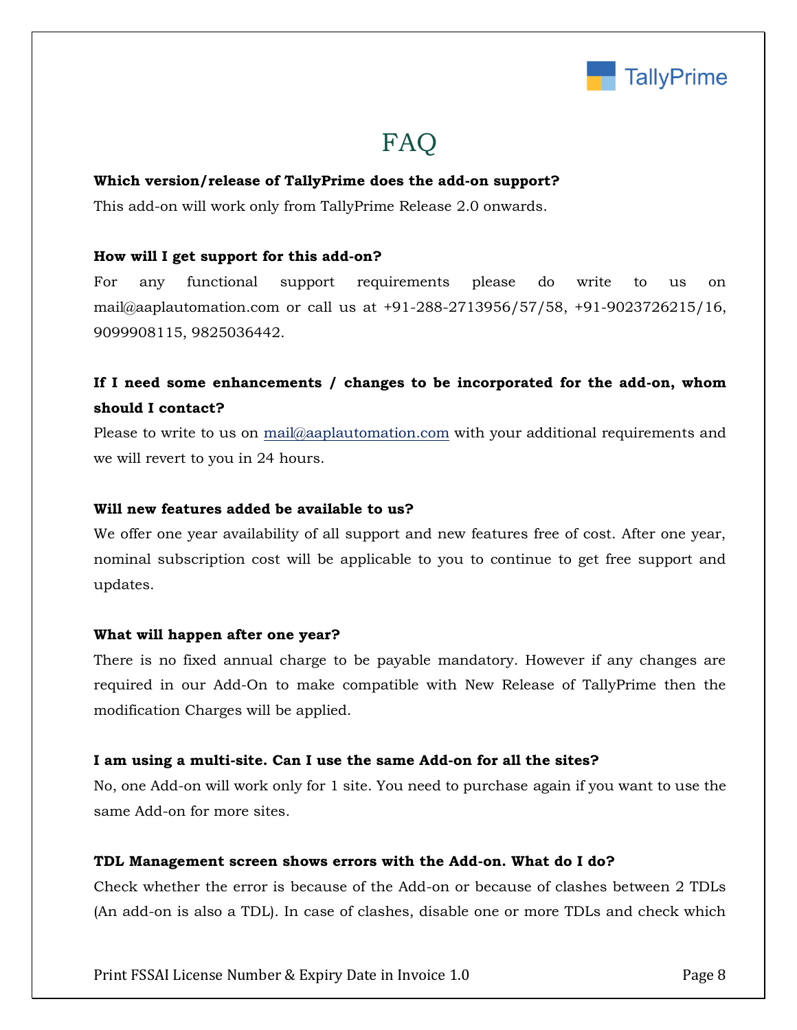# FAQ

**Which version/release of TallyPrime does the add-on support?**

This add-on will work only from TallyPrime Release 2.0 onwards.

**How will I get support for this add-on?**

For any functional support requirements please do write to us on mail@aaplautomation.com or call us at +91-288-2713956/57/58, +91-9023726215/16, 9099908115, 9825036442.

**If I need some enhancements / changes to be incorporated for the add-on, whom should I contact?**

Please to write to us on mail@aaplautomation.com with your additional requirements and we will revert to you in 24 hours.

**Will new features added be available to us?**

We offer one year availability of all support and new features free of cost. After one year, nominal subscription cost will be applicable to you to continue to get free support and updates.

**What will happen after one year?**

There is no fixed annual charge to be payable mandatory. However if any changes are required in our Add-On to make compatible with New Release of TallyPrime then the modification Charges will be applied.

**I am using a multi-site. Can I use the same Add-on for all the sites?**

No, one Add-on will work only for 1 site. You need to purchase again if you want to use the same Add-on for more sites.

**TDL Management screen shows errors with the Add-on. What do I do?**

Check whether the error is because of the Add-on or because of clashes between 2 TDLs (An add-on is also a TDL). In case of clashes, disable one or more TDLs and check which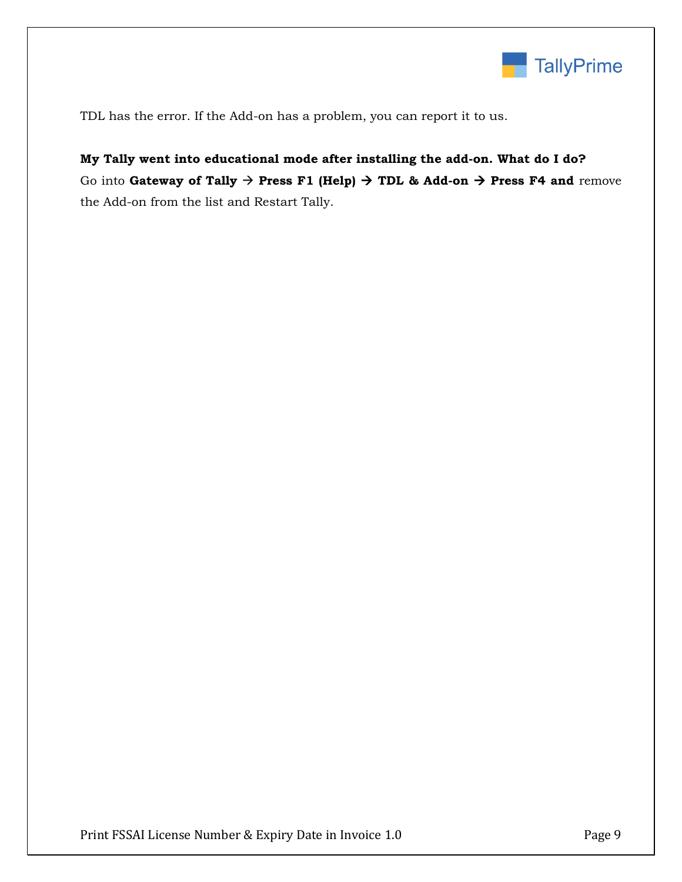TDL has the error. If the Add-on has a problem, you can report it to us.

**My Tally went into educational mode after installing the add-on. What do I do?**
Go into **Gateway of Tally → Press F1 (Help) → TDL & Add-on → Press F4 and** remove the Add-on from the list and Restart Tally.